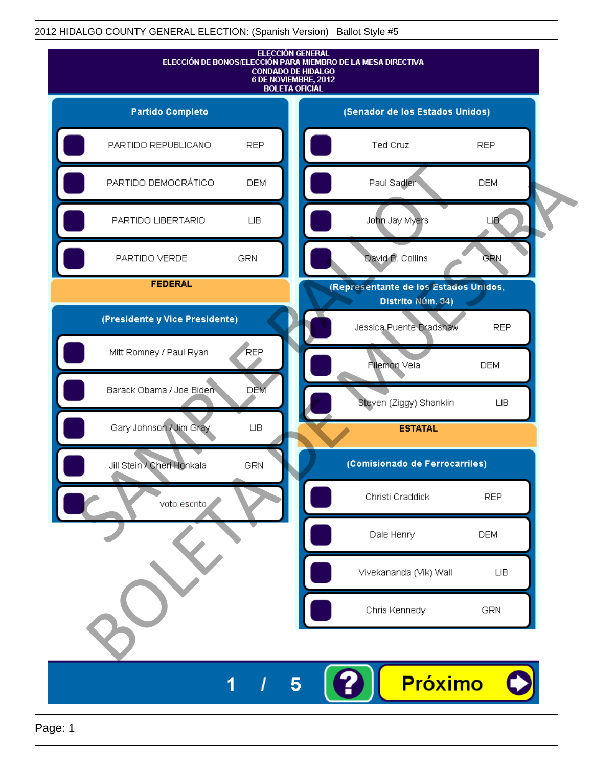2012 HIDALGO COUNTY GENERAL ELECTION: (Spanish Version) Ballot Style #5

# ELECCIÓN GENERAL
## ELECCIÓN DE BONOS/ELECCIÓN PARA MIEMBRO DE LA MESA DIRECTIVA
## CONDADO DE HIDALGO
## 6 DE NOVIEMBRE, 2012
## BOLETA OFICIAL

### Partido Completo

| Candidato | Partido |
| --- | --- |
| PARTIDO REPUBLICANO | REP |
| PARTIDO DEMOCRÁTICO | DEM |
| PARTIDO LIBERTARIO | LIB |
| PARTIDO VERDE | GRN |

## FEDERAL

### (Presidente y Vice Presidente)

| Candidato | Partido |
| --- | --- |
| Mitt Romney / Paul Ryan | REP |
| Barack Obama / Joe Biden | DEM |
| Gary Johnson / Jim Gray | LIB |
| Jill Stein / Cheri Honkala | GRN |
| voto escrito | |

### (Senador de los Estados Unidos)

| Candidato | Partido |
| --- | --- |
| Ted Cruz | REP |
| Paul Sadler | DEM |
| John Jay Myers | LIB |
| David B. Collins | GRN |

### (Representante de los Estados Unidos, Distrito Núm. 34)

| Candidato | Partido |
| --- | --- |
| Jessica Puente Bradshaw | REP |
| Filemon Vela | DEM |
| Steven (Ziggy) Shanklin | LIB |

## ESTATAL

### (Comisionado de Ferrocarriles)

| Candidato | Partido |
| --- | --- |
| Christi Craddick | REP |
| Dale Henry | DEM |
| Vivekananda (Vik) Wall | LIB |
| Chris Kennedy | GRN |

SAMPLE BALLOT
BOLETA DE MUESTRA

1 / 5 ? Próximo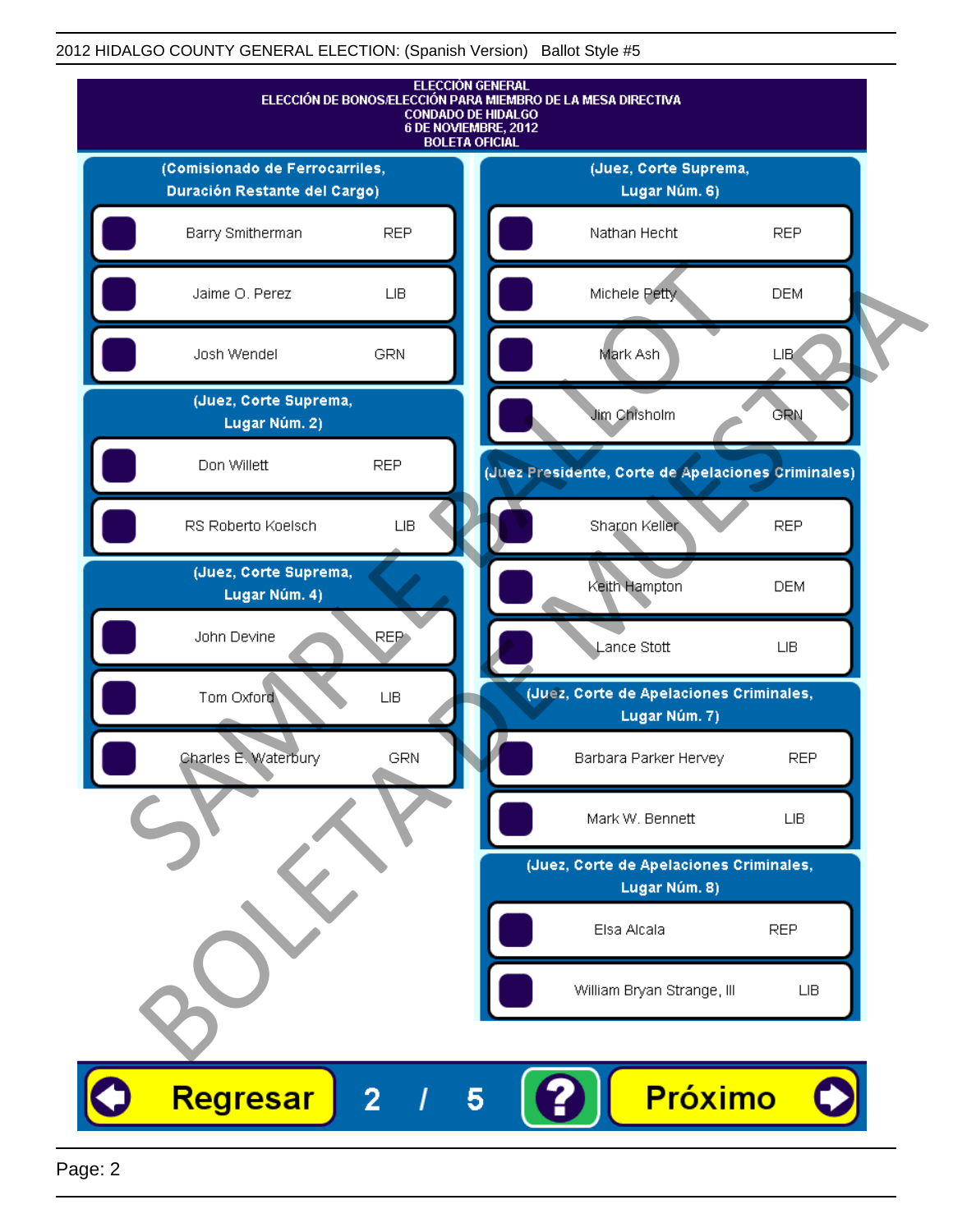2012 HIDALGO COUNTY GENERAL ELECTION: (Spanish Version)   Ballot Style #5

# ELECCIÓN GENERAL
## ELECCIÓN DE BONOS/ELECCIÓN PARA MIEMBRO DE LA MESA DIRECTIVA
## CONDADO DE HIDALGO
## 6 DE NOVIEMBRE, 2012
## BOLETA OFICIAL

### (Comisionado de Ferrocarriles, Duración Restante del Cargo)

| Candidato | Partido |
|---|---|
| Barry Smitherman | REP |
| Jaime O. Perez | LIB |
| Josh Wendel | GRN |

### (Juez, Corte Suprema, Lugar Núm. 2)

| Candidato | Partido |
|---|---|
| Don Willett | REP |
| RS Roberto Koelsch | LIB |

### (Juez, Corte Suprema, Lugar Núm. 4)

| Candidato | Partido |
|---|---|
| John Devine | REP |
| Tom Oxford | LIB |
| Charles E. Waterbury | GRN |

### (Juez, Corte Suprema, Lugar Núm. 6)

| Candidato | Partido |
|---|---|
| Nathan Hecht | REP |
| Michele Petty | DEM |
| Mark Ash | LIB |
| Jim Chisholm | GRN |

### (Juez Presidente, Corte de Apelaciones Criminales)

| Candidato | Partido |
|---|---|
| Sharon Keller | REP |
| Keith Hampton | DEM |
| Lance Stott | LIB |

### (Juez, Corte de Apelaciones Criminales, Lugar Núm. 7)

| Candidato | Partido |
|---|---|
| Barbara Parker Hervey | REP |
| Mark W. Bennett | LIB |

### (Juez, Corte de Apelaciones Criminales, Lugar Núm. 8)

| Candidato | Partido |
|---|---|
| Elsa Alcala | REP |
| William Bryan Strange, III | LIB |

SAMPLE BALLOT
BOLETA DE MUESTRA

Regresar   2 / 5   ?   Próximo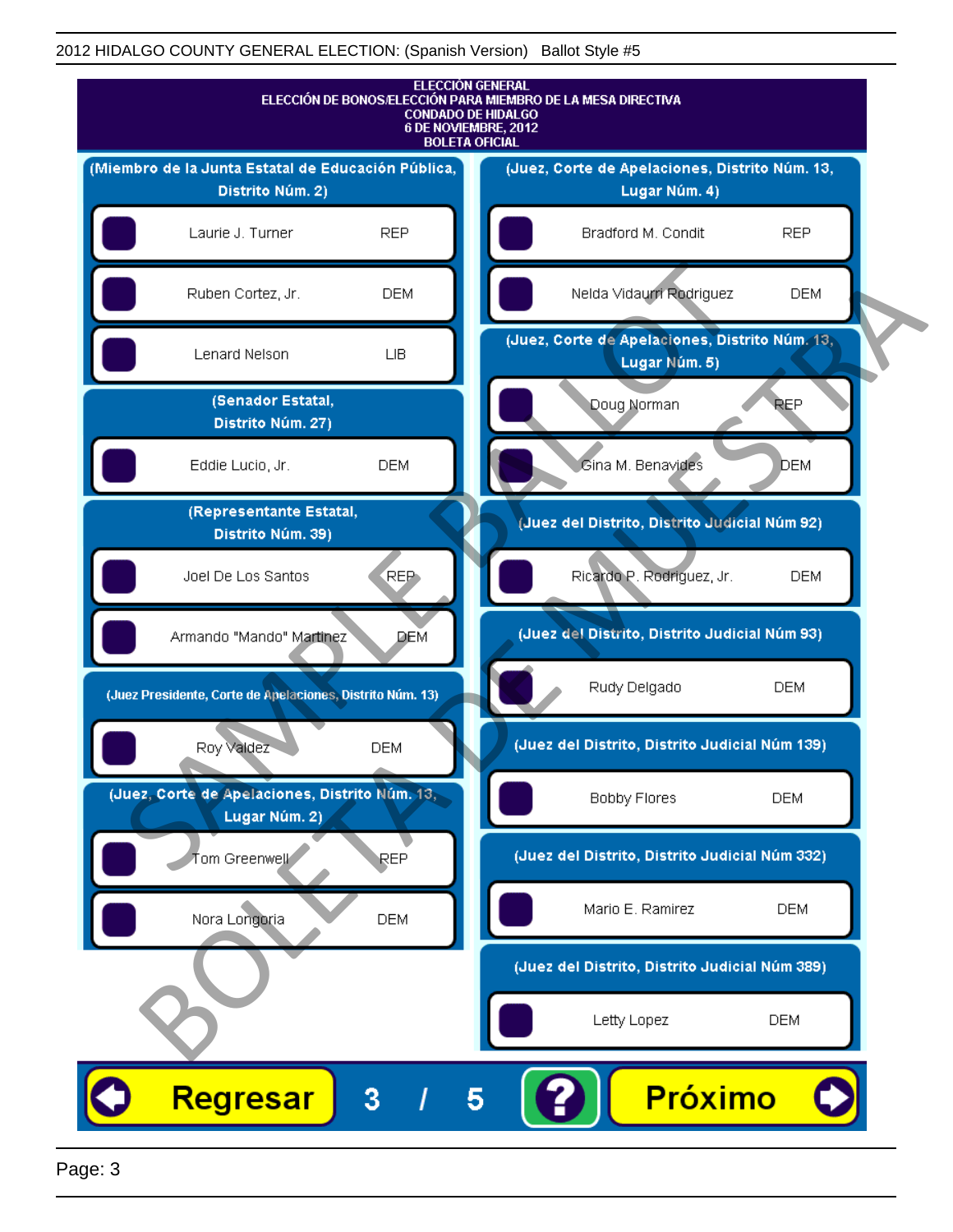# ELECCIÓN GENERAL

## ELECCIÓN DE BONOS/ELECCIÓN PARA MIEMBRO DE LA MESA DIRECTIVA

CONDADO DE HIDALGO

6 DE NOVIEMBRE, 2012

BOLETA OFICIAL

### (Miembro de la Junta Estatal de Educación Pública, Distrito Núm. 2)

| Candidato | Partido |
| --- | --- |
| Laurie J. Turner | REP |
| Ruben Cortez, Jr. | DEM |
| Lenard Nelson | LIB |

### (Senador Estatal, Distrito Núm. 27)

| Candidato | Partido |
| --- | --- |
| Eddie Lucio, Jr. | DEM |

### (Representante Estatal, Distrito Núm. 39)

| Candidato | Partido |
| --- | --- |
| Joel De Los Santos | REP |
| Armando "Mando" Martinez | DEM |

### (Juez Presidente, Corte de Apelaciones, Distrito Núm. 13)

| Candidato | Partido |
| --- | --- |
| Roy Valdez | DEM |

### (Juez, Corte de Apelaciones, Distrito Núm. 13, Lugar Núm. 2)

| Candidato | Partido |
| --- | --- |
| Tom Greenwell | REP |
| Nora Longoria | DEM |

### (Juez, Corte de Apelaciones, Distrito Núm. 13, Lugar Núm. 4)

| Candidato | Partido |
| --- | --- |
| Bradford M. Condit | REP |
| Nelda Vidaurri Rodriguez | DEM |

### (Juez, Corte de Apelaciones, Distrito Núm. 13, Lugar Núm. 5)

| Candidato | Partido |
| --- | --- |
| Doug Norman | REP |
| Gina M. Benavides | DEM |

### (Juez del Distrito, Distrito Judicial Núm 92)

| Candidato | Partido |
| --- | --- |
| Ricardo P. Rodriguez, Jr. | DEM |

### (Juez del Distrito, Distrito Judicial Núm 93)

| Candidato | Partido |
| --- | --- |
| Rudy Delgado | DEM |

### (Juez del Distrito, Distrito Judicial Núm 139)

| Candidato | Partido |
| --- | --- |
| Bobby Flores | DEM |

### (Juez del Distrito, Distrito Judicial Núm 332)

| Candidato | Partido |
| --- | --- |
| Mario E. Ramirez | DEM |

### (Juez del Distrito, Distrito Judicial Núm 389)

| Candidato | Partido |
| --- | --- |
| Letty Lopez | DEM |

Regresar 3 / 5 ? Próximo

SAMPLE BALLOT BOLETA DE MUESTRA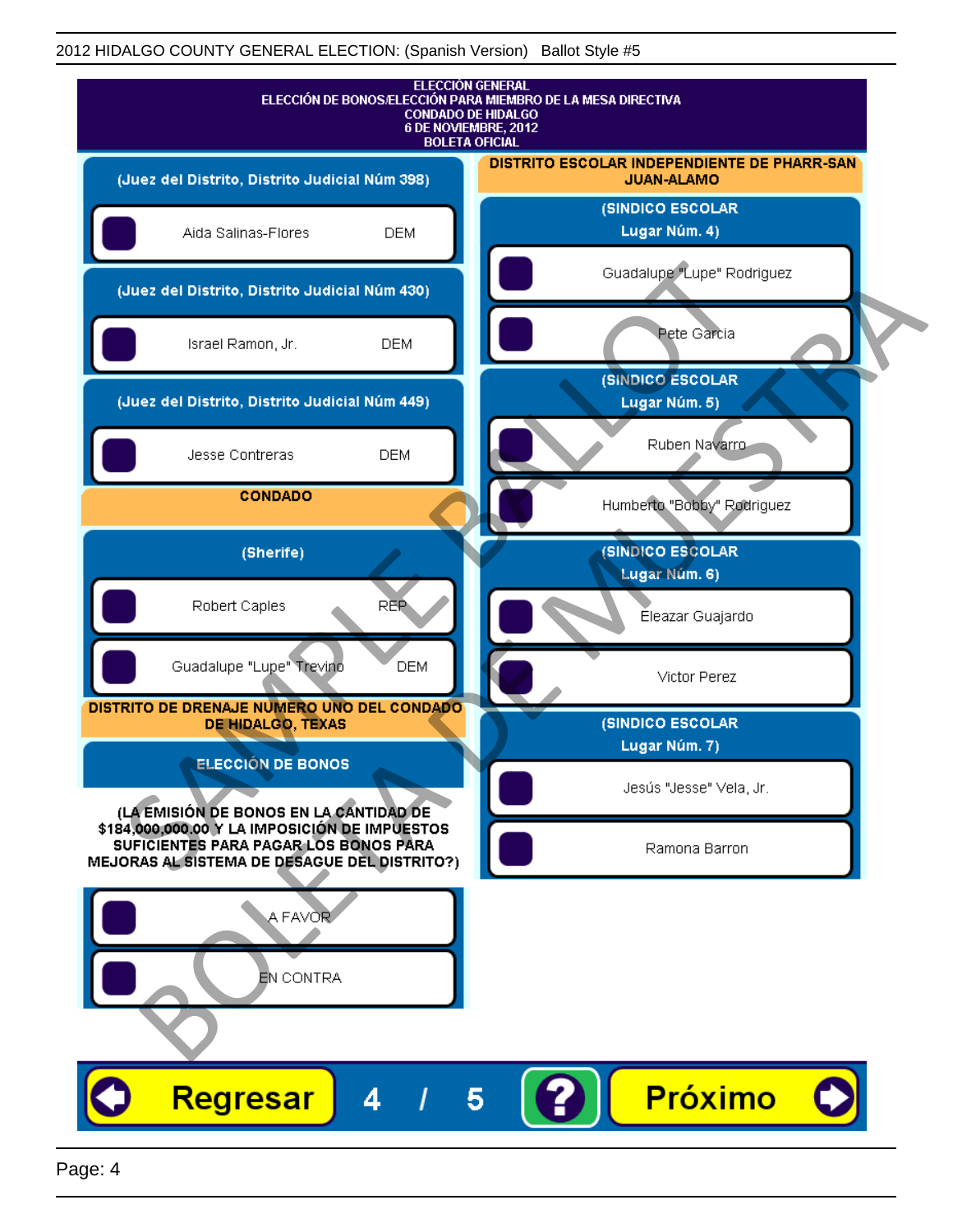2012 HIDALGO COUNTY GENERAL ELECTION: (Spanish Version)  Ballot Style #5

# ELECCIÓN GENERAL
## ELECCIÓN DE BONOS/ELECCIÓN PARA MIEMBRO DE LA MESA DIRECTIVA
## CONDADO DE HIDALGO
## 6 DE NOVIEMBRE, 2012
## BOLETA OFICIAL

### (Juez del Distrito, Distrito Judicial Núm 398)

- Aida Salinas-Flores  DEM

### (Juez del Distrito, Distrito Judicial Núm 430)

- Israel Ramon, Jr.  DEM

### (Juez del Distrito, Distrito Judicial Núm 449)

- Jesse Contreras  DEM

## CONDADO

### (Sherife)

- Robert Caples  REP
- Guadalupe "Lupe" Trevino  DEM

## DISTRITO DE DRENAJE NUMERO UNO DEL CONDADO DE HIDALGO, TEXAS

### ELECCIÓN DE BONOS

**(LA EMISIÓN DE BONOS EN LA CANTIDAD DE $184,000,000.00 Y LA IMPOSICIÓN DE IMPUESTOS SUFICIENTES PARA PAGAR LOS BONOS PARA MEJORAS AL SISTEMA DE DESAGUE DEL DISTRITO?)**

- A FAVOR
- EN CONTRA

## DISTRITO ESCOLAR INDEPENDIENTE DE PHARR-SAN JUAN-ALAMO

### (SINDICO ESCOLAR Lugar Núm. 4)

- Guadalupe "Lupe" Rodriguez
- Pete Garcia

### (SINDICO ESCOLAR Lugar Núm. 5)

- Ruben Navarro
- Humberto "Bobby" Rodriguez

### (SINDICO ESCOLAR Lugar Núm. 6)

- Eleazar Guajardo
- Victor Perez

### (SINDICO ESCOLAR Lugar Núm. 7)

- Jesús "Jesse" Vela, Jr.
- Ramona Barron

SAMPLE BALLOT BOLETA DE MUESTRA

Regresar  4 / 5  ?  Próximo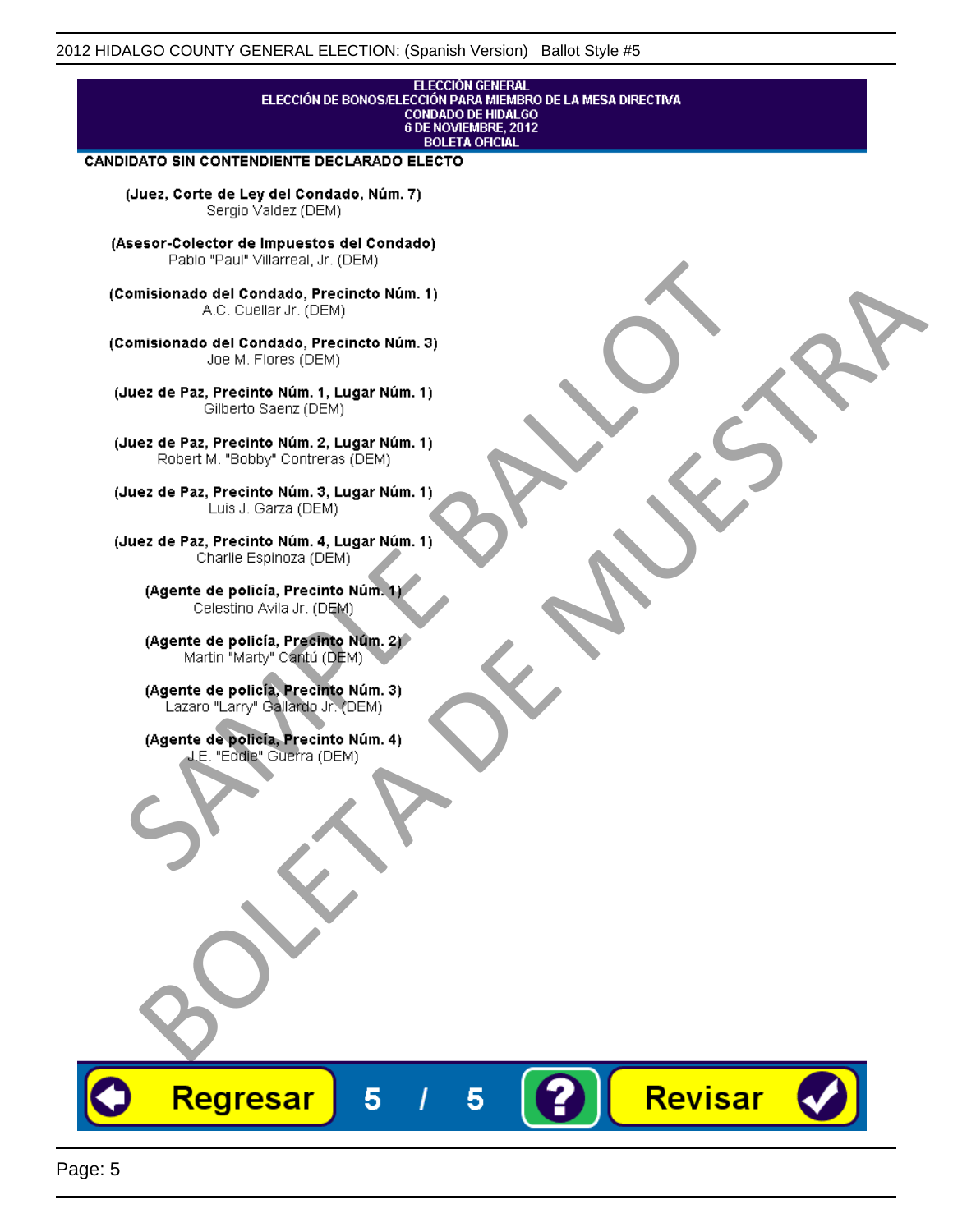ELECCIÓN GENERAL
ELECCIÓN DE BONOS/ELECCIÓN PARA MIEMBRO DE LA MESA DIRECTIVA
CONDADO DE HIDALGO
6 DE NOVIEMBRE, 2012
BOLETA OFICIAL

**CANDIDATO SIN CONTENDIENTE DECLARADO ELECTO**

**(Juez, Corte de Ley del Condado, Núm. 7)**
Sergio Valdez (DEM)

**(Asesor-Colector de Impuestos del Condado)**
Pablo "Paul" Villarreal, Jr. (DEM)

**(Comisionado del Condado, Precincto Núm. 1)**
A.C. Cuellar Jr. (DEM)

**(Comisionado del Condado, Precincto Núm. 3)**
Joe M. Flores (DEM)

**(Juez de Paz, Precinto Núm. 1, Lugar Núm. 1)**
Gilberto Saenz (DEM)

**(Juez de Paz, Precinto Núm. 2, Lugar Núm. 1)**
Robert M. "Bobby" Contreras (DEM)

**(Juez de Paz, Precinto Núm. 3, Lugar Núm. 1)**
Luis J. Garza (DEM)

**(Juez de Paz, Precinto Núm. 4, Lugar Núm. 1)**
Charlie Espinoza (DEM)

**(Agente de policía, Precinto Núm. 1)**
Celestino Avila Jr. (DEM)

**(Agente de policía, Precinto Núm. 2)**
Martin "Marty" Cantú (DEM)

**(Agente de policía, Precinto Núm. 3)**
Lazaro "Larry" Gallardo Jr. (DEM)

**(Agente de policía, Precinto Núm. 4)**
J.E. "Eddie" Guerra (DEM)

SAMPLE BALLOT
BOLETA DE MUESTRA

Regresar   5 / 5   ?   Revisar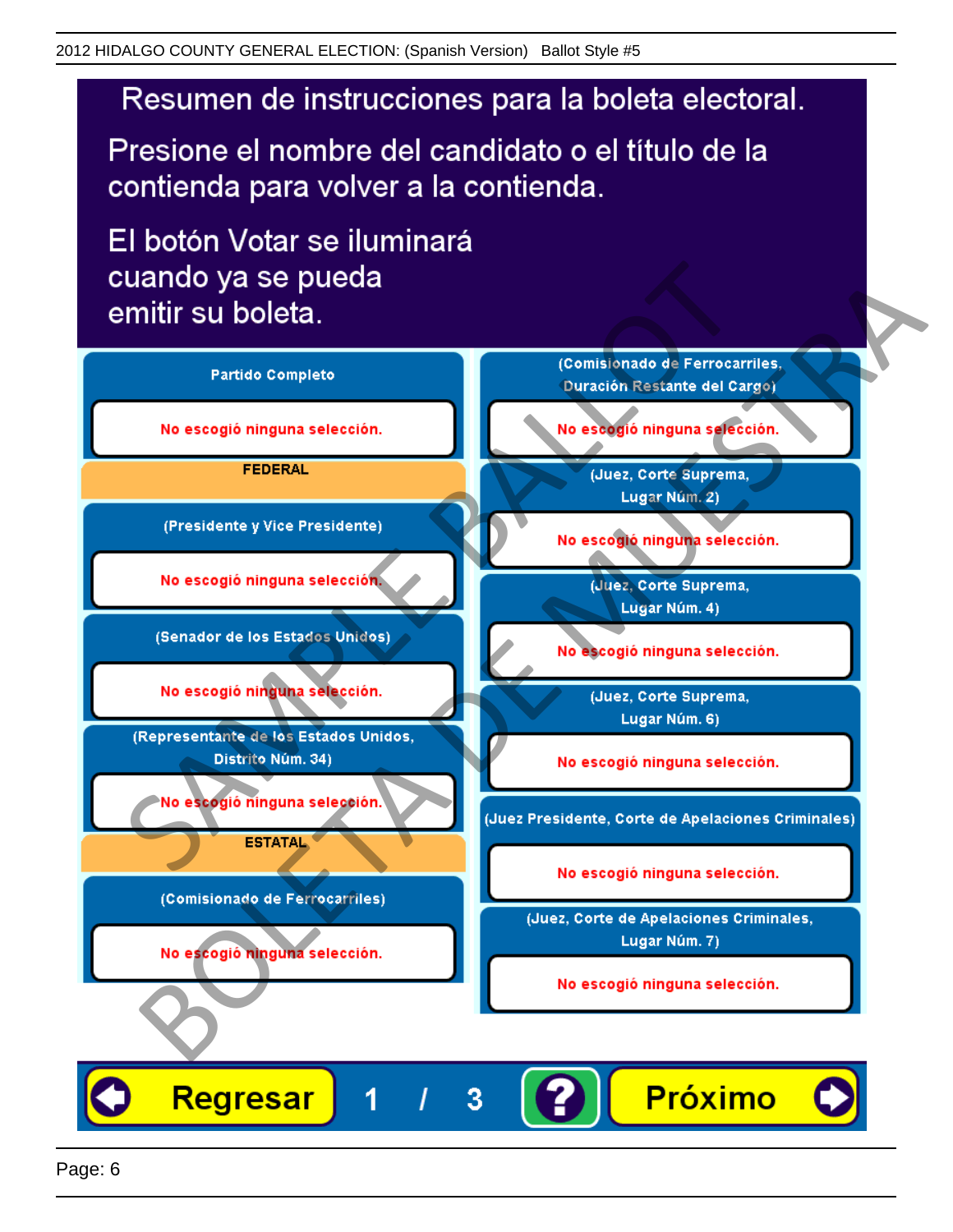# Resumen de instrucciones para la boleta electoral.

Presione el nombre del candidato o el título de la contienda para volver a la contienda.

El botón Votar se iluminará cuando ya se pueda emitir su boleta.

**Partido Completo**

No escogió ninguna selección.

**FEDERAL**

**(Presidente y Vice Presidente)**

No escogió ninguna selección.

**(Senador de los Estados Unidos)**

No escogió ninguna selección.

**(Representante de los Estados Unidos, Distrito Núm. 34)**

No escogió ninguna selección.

**ESTATAL**

**(Comisionado de Ferrocarriles)**

No escogió ninguna selección.

**(Comisionado de Ferrocarriles, Duración Restante del Cargo)**

No escogió ninguna selección.

**(Juez, Corte Suprema, Lugar Núm. 2)**

No escogió ninguna selección.

**(Juez, Corte Suprema, Lugar Núm. 4)**

No escogió ninguna selección.

**(Juez, Corte Suprema, Lugar Núm. 6)**

No escogió ninguna selección.

**(Juez Presidente, Corte de Apelaciones Criminales)**

No escogió ninguna selección.

**(Juez, Corte de Apelaciones Criminales, Lugar Núm. 7)**

No escogió ninguna selección.

Regresar 1 / 3 ? Próximo

SAMPLE BALLOT
BOLETA DE MUESTRA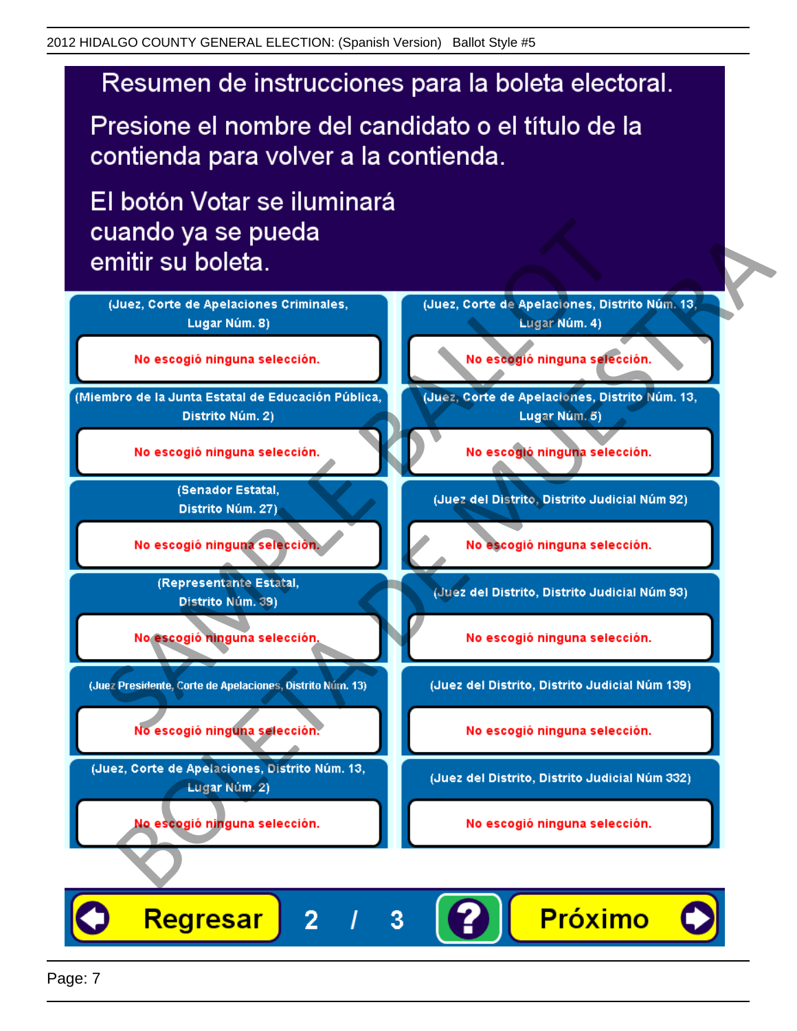# Resumen de instrucciones para la boleta electoral.

Presione el nombre del candidato o el título de la contienda para volver a la contienda.

El botón Votar se iluminará cuando ya se pueda emitir su boleta.

| Contienda | Selección |
| --- | --- |
| (Juez, Corte de Apelaciones Criminales, Lugar Núm. 8) | No escogió ninguna selección. |
| (Miembro de la Junta Estatal de Educación Pública, Distrito Núm. 2) | No escogió ninguna selección. |
| (Senador Estatal, Distrito Núm. 27) | No escogió ninguna selección. |
| (Representante Estatal, Distrito Núm. 39) | No escogió ninguna selección. |
| (Juez Presidente, Corte de Apelaciones, Distrito Núm. 13) | No escogió ninguna selección. |
| (Juez, Corte de Apelaciones, Distrito Núm. 13, Lugar Núm. 2) | No escogió ninguna selección. |
| (Juez, Corte de Apelaciones, Distrito Núm. 13, Lugar Núm. 4) | No escogió ninguna selección. |
| (Juez, Corte de Apelaciones, Distrito Núm. 13, Lugar Núm. 5) | No escogió ninguna selección. |
| (Juez del Distrito, Distrito Judicial Núm 92) | No escogió ninguna selección. |
| (Juez del Distrito, Distrito Judicial Núm 93) | No escogió ninguna selección. |
| (Juez del Distrito, Distrito Judicial Núm 139) | No escogió ninguna selección. |
| (Juez del Distrito, Distrito Judicial Núm 332) | No escogió ninguna selección. |

Regresar 2 / 3 ? Próximo

SAMPLE BALLOT
BOLETA DE MUESTRA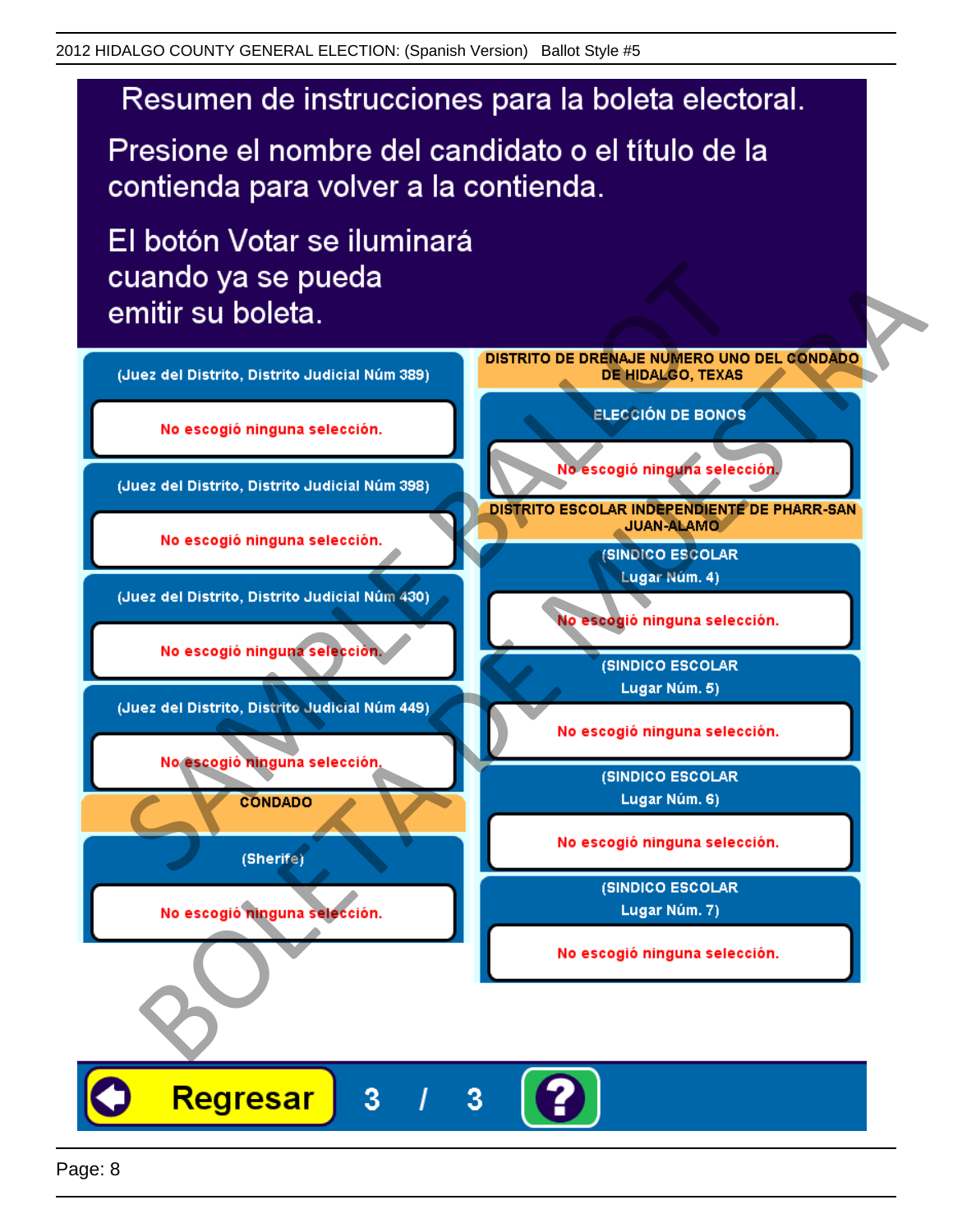2012 HIDALGO COUNTY GENERAL ELECTION: (Spanish Version) Ballot Style #5

# Resumen de instrucciones para la boleta electoral.

Presione el nombre del candidato o el título de la contienda para volver a la contienda.

El botón Votar se iluminará cuando ya se pueda emitir su boleta.

(Juez del Distrito, Distrito Judicial Núm 389)

No escogió ninguna selección.

(Juez del Distrito, Distrito Judicial Núm 398)

No escogió ninguna selección.

(Juez del Distrito, Distrito Judicial Núm 430)

No escogió ninguna selección.

(Juez del Distrito, Distrito Judicial Núm 449)

No escogió ninguna selección.

**CONDADO**

(Sherife)

No escogió ninguna selección.

**DISTRITO DE DRENAJE NUMERO UNO DEL CONDADO DE HIDALGO, TEXAS**

ELECCIÓN DE BONOS

No escogió ninguna selección.

**DISTRITO ESCOLAR INDEPENDIENTE DE PHARR-SAN JUAN-ALAMO**

(SINDICO ESCOLAR Lugar Núm. 4)

No escogió ninguna selección.

(SINDICO ESCOLAR Lugar Núm. 5)

No escogió ninguna selección.

(SINDICO ESCOLAR Lugar Núm. 6)

No escogió ninguna selección.

(SINDICO ESCOLAR Lugar Núm. 7)

No escogió ninguna selección.

Regresar 3 / 3 ?

SAMPLE BALLOT
BOLETA DE MUESTRA